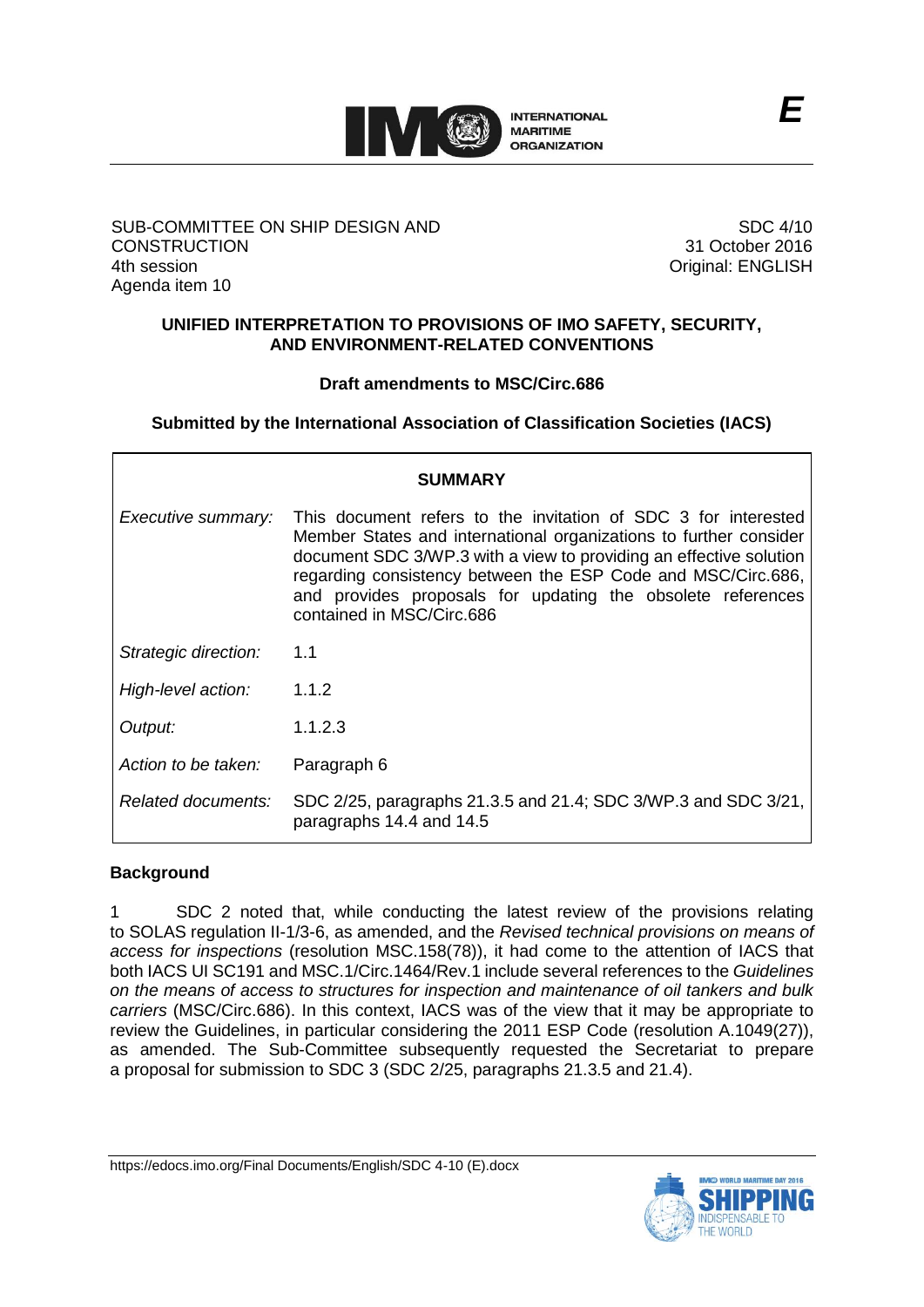E

SUB-COMMITTEE ON SHIP DESIGN AND CONSTRUCTION
4th session
Agenda item 10

SDC 4/10
31 October 2016
Original: ENGLISH

**UNIFIED INTERPRETATION TO PROVISIONS OF IMO SAFETY, SECURITY, AND ENVIRONMENT-RELATED CONVENTIONS**

**Draft amendments to MSC/Circ.686**

**Submitted by the International Association of Classification Societies (IACS)**

| **SUMMARY** | |
|---|---|
| *Executive summary:* | This document refers to the invitation of SDC 3 for interested Member States and international organizations to further consider document SDC 3/WP.3 with a view to providing an effective solution regarding consistency between the ESP Code and MSC/Circ.686, and provides proposals for updating the obsolete references contained in MSC/Circ.686 |
| *Strategic direction:* | 1.1 |
| *High-level action:* | 1.1.2 |
| *Output:* | 1.1.2.3 |
| *Action to be taken:* | Paragraph 6 |
| *Related documents:* | SDC 2/25, paragraphs 21.3.5 and 21.4; SDC 3/WP.3 and SDC 3/21, paragraphs 14.4 and 14.5 |

**Background**

1 SDC 2 noted that, while conducting the latest review of the provisions relating to SOLAS regulation II-1/3-6, as amended, and the *Revised technical provisions on means of access for inspections* (resolution MSC.158(78)), it had come to the attention of IACS that both IACS UI SC191 and MSC.1/Circ.1464/Rev.1 include several references to the *Guidelines on the means of access to structures for inspection and maintenance of oil tankers and bulk carriers* (MSC/Circ.686). In this context, IACS was of the view that it may be appropriate to review the Guidelines, in particular considering the 2011 ESP Code (resolution A.1049(27)), as amended. The Sub-Committee subsequently requested the Secretariat to prepare a proposal for submission to SDC 3 (SDC 2/25, paragraphs 21.3.5 and 21.4).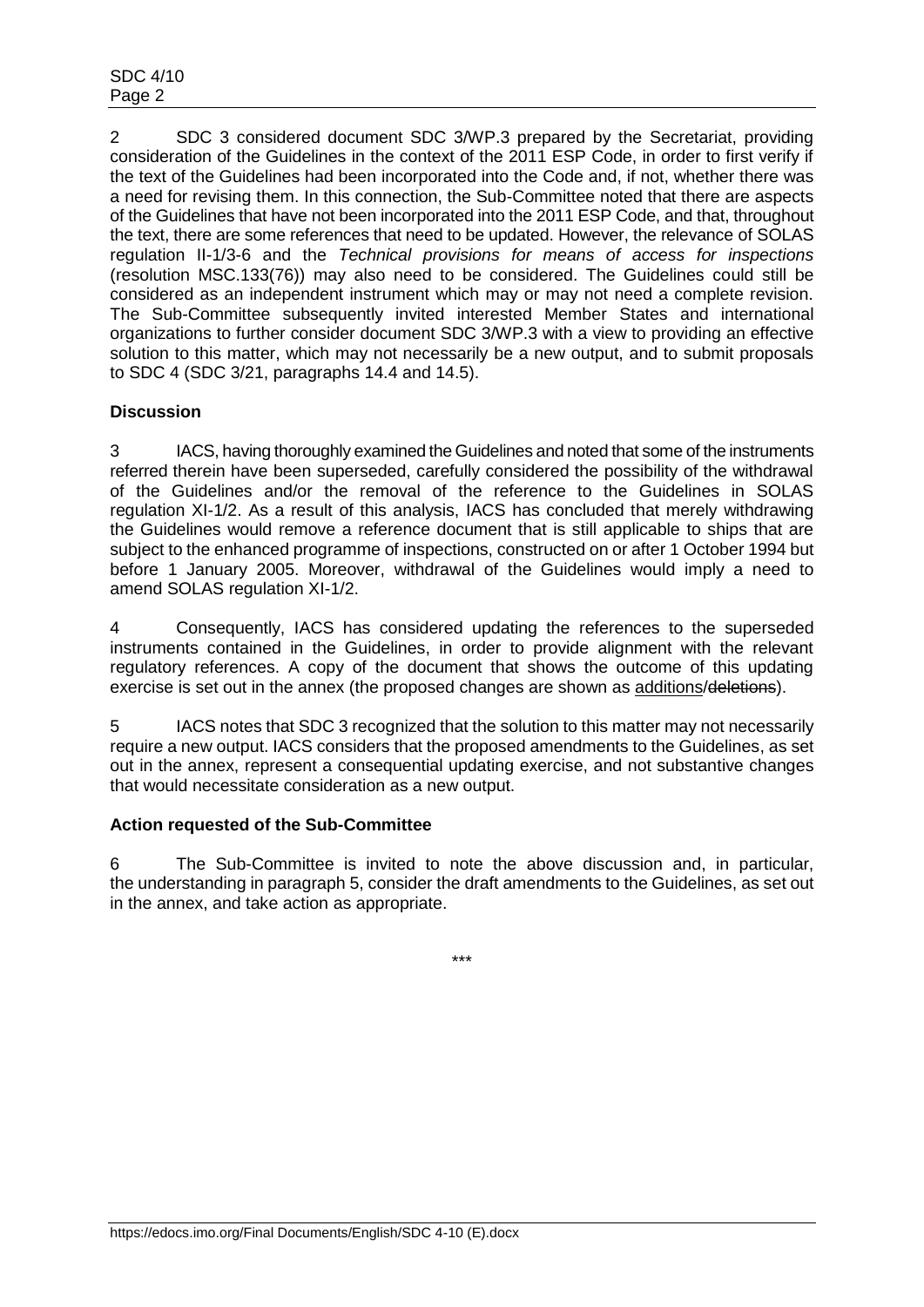2 SDC 3 considered document SDC 3/WP.3 prepared by the Secretariat, providing consideration of the Guidelines in the context of the 2011 ESP Code, in order to first verify if the text of the Guidelines had been incorporated into the Code and, if not, whether there was a need for revising them. In this connection, the Sub-Committee noted that there are aspects of the Guidelines that have not been incorporated into the 2011 ESP Code, and that, throughout the text, there are some references that need to be updated. However, the relevance of SOLAS regulation II-1/3-6 and the *Technical provisions for means of access for inspections* (resolution MSC.133(76)) may also need to be considered. The Guidelines could still be considered as an independent instrument which may or may not need a complete revision. The Sub-Committee subsequently invited interested Member States and international organizations to further consider document SDC 3/WP.3 with a view to providing an effective solution to this matter, which may not necessarily be a new output, and to submit proposals to SDC 4 (SDC 3/21, paragraphs 14.4 and 14.5).

**Discussion**

3 IACS, having thoroughly examined the Guidelines and noted that some of the instruments referred therein have been superseded, carefully considered the possibility of the withdrawal of the Guidelines and/or the removal of the reference to the Guidelines in SOLAS regulation XI-1/2. As a result of this analysis, IACS has concluded that merely withdrawing the Guidelines would remove a reference document that is still applicable to ships that are subject to the enhanced programme of inspections, constructed on or after 1 October 1994 but before 1 January 2005. Moreover, withdrawal of the Guidelines would imply a need to amend SOLAS regulation XI-1/2.

4 Consequently, IACS has considered updating the references to the superseded instruments contained in the Guidelines, in order to provide alignment with the relevant regulatory references. A copy of the document that shows the outcome of this updating exercise is set out in the annex (the proposed changes are shown as <u>additions</u>/~~deletions~~).

5 IACS notes that SDC 3 recognized that the solution to this matter may not necessarily require a new output. IACS considers that the proposed amendments to the Guidelines, as set out in the annex, represent a consequential updating exercise, and not substantive changes that would necessitate consideration as a new output.

**Action requested of the Sub-Committee**

6 The Sub-Committee is invited to note the above discussion and, in particular, the understanding in paragraph 5, consider the draft amendments to the Guidelines, as set out in the annex, and take action as appropriate.

\*\*\*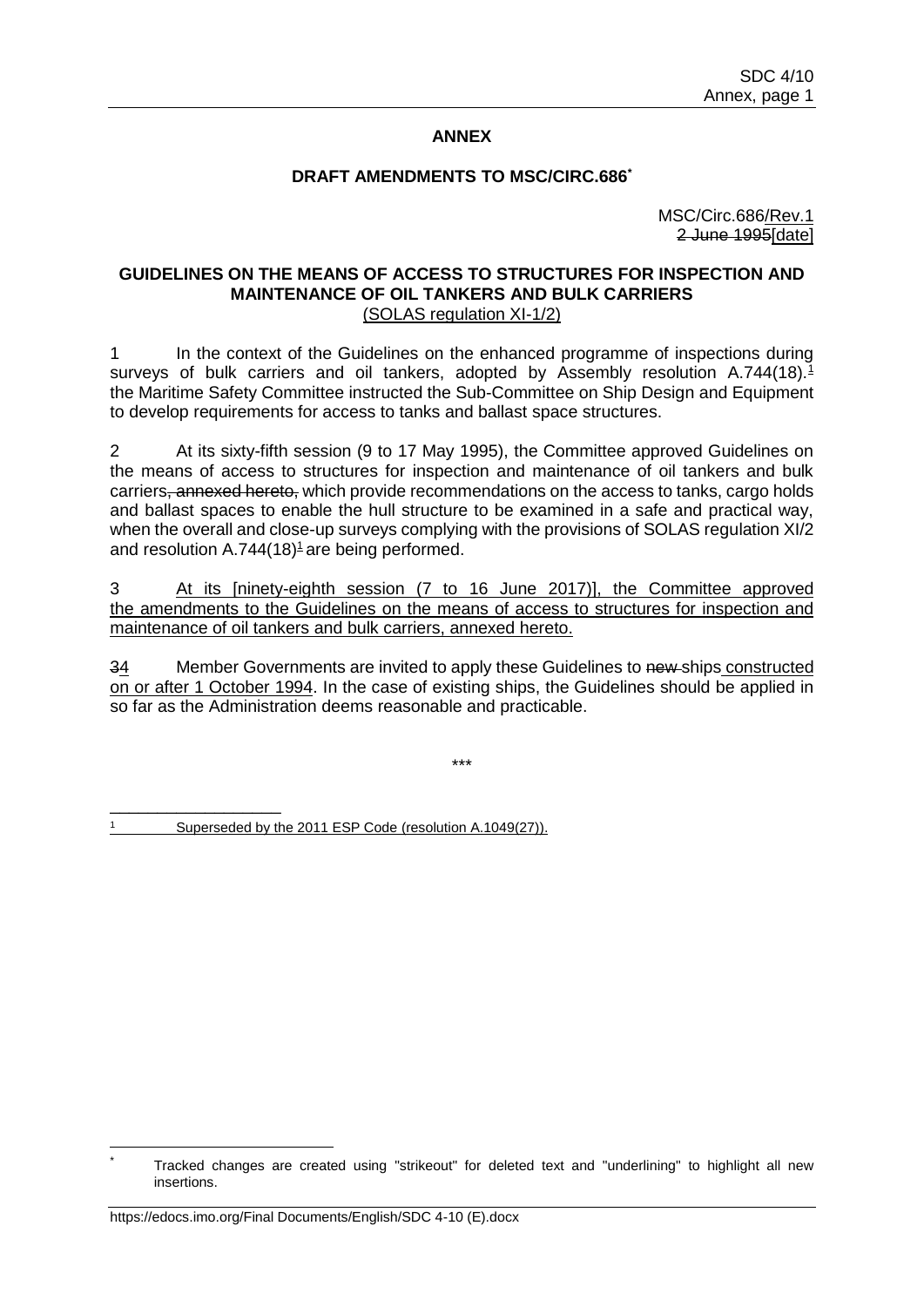## ANNEX

### DRAFT AMENDMENTS TO MSC/CIRC.686*

MSC/Circ.686/Rev.1
~~2 June 1995~~[date]

### GUIDELINES ON THE MEANS OF ACCESS TO STRUCTURES FOR INSPECTION AND MAINTENANCE OF OIL TANKERS AND BULK CARRIERS
(SOLAS regulation XI-1/2)

1 In the context of the Guidelines on the enhanced programme of inspections during surveys of bulk carriers and oil tankers, adopted by Assembly resolution A.744(18).[1] the Maritime Safety Committee instructed the Sub-Committee on Ship Design and Equipment to develop requirements for access to tanks and ballast space structures.

2 At its sixty-fifth session (9 to 17 May 1995), the Committee approved Guidelines on the means of access to structures for inspection and maintenance of oil tankers and bulk carriers~~, annexed hereto,~~ which provide recommendations on the access to tanks, cargo holds and ballast spaces to enable the hull structure to be examined in a safe and practical way, when the overall and close-up surveys complying with the provisions of SOLAS regulation XI/2 and resolution A.744(18)[1] are being performed.

3 At its [ninety-eighth session (7 to 16 June 2017)], the Committee approved the amendments to the Guidelines on the means of access to structures for inspection and maintenance of oil tankers and bulk carriers, annexed hereto.

~~3~~4 Member Governments are invited to apply these Guidelines to ~~new~~ ships constructed on or after 1 October 1994. In the case of existing ships, the Guidelines should be applied in so far as the Administration deems reasonable and practicable.

\*\*\*

---

[1] Superseded by the 2011 ESP Code (resolution A.1049(27)).

\* Tracked changes are created using "strikeout" for deleted text and "underlining" to highlight all new insertions.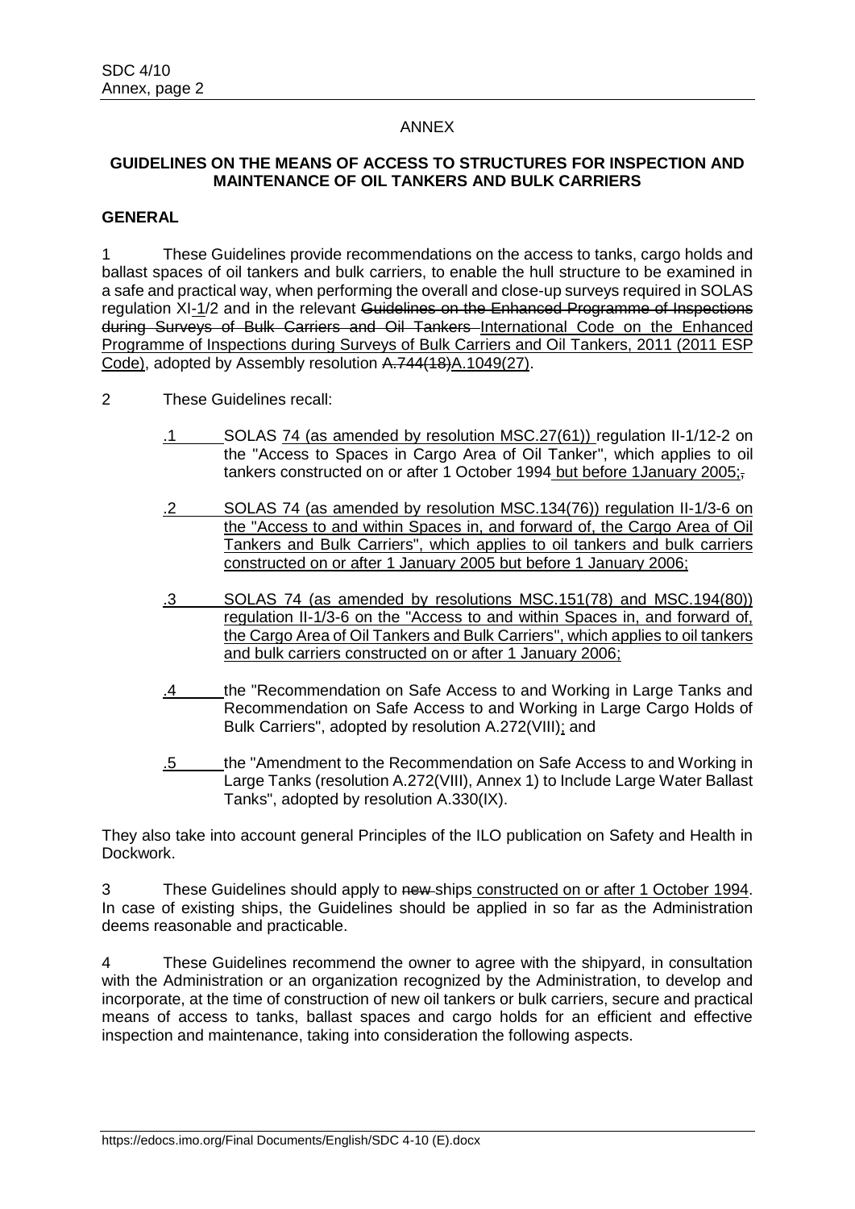ANNEX

**GUIDELINES ON THE MEANS OF ACCESS TO STRUCTURES FOR INSPECTION AND MAINTENANCE OF OIL TANKERS AND BULK CARRIERS**

**GENERAL**

1 These Guidelines provide recommendations on the access to tanks, cargo holds and ballast spaces of oil tankers and bulk carriers, to enable the hull structure to be examined in a safe and practical way, when performing the overall and close-up surveys required in SOLAS regulation XI-1/2 and in the relevant ~~Guidelines on the Enhanced Programme of Inspections during Surveys of Bulk Carriers and Oil Tankers~~ International Code on the Enhanced Programme of Inspections during Surveys of Bulk Carriers and Oil Tankers, 2011 (2011 ESP Code), adopted by Assembly resolution ~~A.744(18)~~A.1049(27).

2 These Guidelines recall:

.1 SOLAS 74 (as amended by resolution MSC.27(61)) regulation II-1/12-2 on the "Access to Spaces in Cargo Area of Oil Tanker", which applies to oil tankers constructed on or after 1 October 1994 but before 1January 2005;~~,~~

.2 SOLAS 74 (as amended by resolution MSC.134(76)) regulation II-1/3-6 on the "Access to and within Spaces in, and forward of, the Cargo Area of Oil Tankers and Bulk Carriers", which applies to oil tankers and bulk carriers constructed on or after 1 January 2005 but before 1 January 2006;

.3 SOLAS 74 (as amended by resolutions MSC.151(78) and MSC.194(80)) regulation II-1/3-6 on the "Access to and within Spaces in, and forward of, the Cargo Area of Oil Tankers and Bulk Carriers", which applies to oil tankers and bulk carriers constructed on or after 1 January 2006;

.4 the "Recommendation on Safe Access to and Working in Large Tanks and Recommendation on Safe Access to and Working in Large Cargo Holds of Bulk Carriers", adopted by resolution A.272(VIII); and

.5 the "Amendment to the Recommendation on Safe Access to and Working in Large Tanks (resolution A.272(VIII), Annex 1) to Include Large Water Ballast Tanks", adopted by resolution A.330(IX).

They also take into account general Principles of the ILO publication on Safety and Health in Dockwork.

3 These Guidelines should apply to ~~new~~ ships constructed on or after 1 October 1994. In case of existing ships, the Guidelines should be applied in so far as the Administration deems reasonable and practicable.

4 These Guidelines recommend the owner to agree with the shipyard, in consultation with the Administration or an organization recognized by the Administration, to develop and incorporate, at the time of construction of new oil tankers or bulk carriers, secure and practical means of access to tanks, ballast spaces and cargo holds for an efficient and effective inspection and maintenance, taking into consideration the following aspects.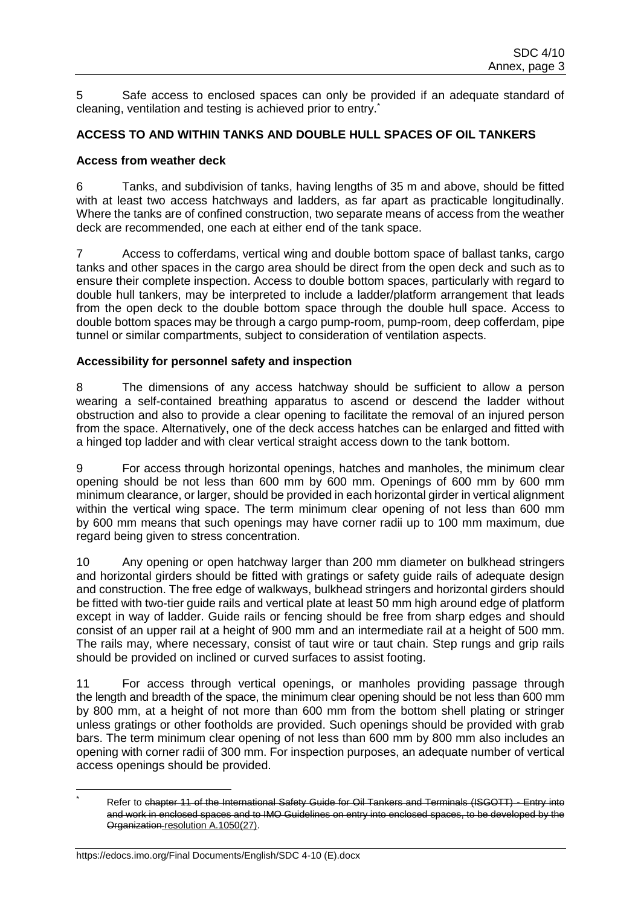5 Safe access to enclosed spaces can only be provided if an adequate standard of cleaning, ventilation and testing is achieved prior to entry.*

## ACCESS TO AND WITHIN TANKS AND DOUBLE HULL SPACES OF OIL TANKERS

### Access from weather deck

6 Tanks, and subdivision of tanks, having lengths of 35 m and above, should be fitted with at least two access hatchways and ladders, as far apart as practicable longitudinally. Where the tanks are of confined construction, two separate means of access from the weather deck are recommended, one each at either end of the tank space.

7 Access to cofferdams, vertical wing and double bottom space of ballast tanks, cargo tanks and other spaces in the cargo area should be direct from the open deck and such as to ensure their complete inspection. Access to double bottom spaces, particularly with regard to double hull tankers, may be interpreted to include a ladder/platform arrangement that leads from the open deck to the double bottom space through the double hull space. Access to double bottom spaces may be through a cargo pump-room, pump-room, deep cofferdam, pipe tunnel or similar compartments, subject to consideration of ventilation aspects.

### Accessibility for personnel safety and inspection

8 The dimensions of any access hatchway should be sufficient to allow a person wearing a self-contained breathing apparatus to ascend or descend the ladder without obstruction and also to provide a clear opening to facilitate the removal of an injured person from the space. Alternatively, one of the deck access hatches can be enlarged and fitted with a hinged top ladder and with clear vertical straight access down to the tank bottom.

9 For access through horizontal openings, hatches and manholes, the minimum clear opening should be not less than 600 mm by 600 mm. Openings of 600 mm by 600 mm minimum clearance, or larger, should be provided in each horizontal girder in vertical alignment within the vertical wing space. The term minimum clear opening of not less than 600 mm by 600 mm means that such openings may have corner radii up to 100 mm maximum, due regard being given to stress concentration.

10 Any opening or open hatchway larger than 200 mm diameter on bulkhead stringers and horizontal girders should be fitted with gratings or safety guide rails of adequate design and construction. The free edge of walkways, bulkhead stringers and horizontal girders should be fitted with two-tier guide rails and vertical plate at least 50 mm high around edge of platform except in way of ladder. Guide rails or fencing should be free from sharp edges and should consist of an upper rail at a height of 900 mm and an intermediate rail at a height of 500 mm. The rails may, where necessary, consist of taut wire or taut chain. Step rungs and grip rails should be provided on inclined or curved surfaces to assist footing.

11 For access through vertical openings, or manholes providing passage through the length and breadth of the space, the minimum clear opening should be not less than 600 mm by 800 mm, at a height of not more than 600 mm from the bottom shell plating or stringer unless gratings or other footholds are provided. Such openings should be provided with grab bars. The term minimum clear opening of not less than 600 mm by 800 mm also includes an opening with corner radii of 300 mm. For inspection purposes, an adequate number of vertical access openings should be provided.

---

\* Refer to ~~chapter 11 of the International Safety Guide for Oil Tankers and Terminals (ISGOTT) - Entry into and work in enclosed spaces and to IMO Guidelines on entry into enclosed spaces, to be developed by the Organization~~ resolution A.1050(27).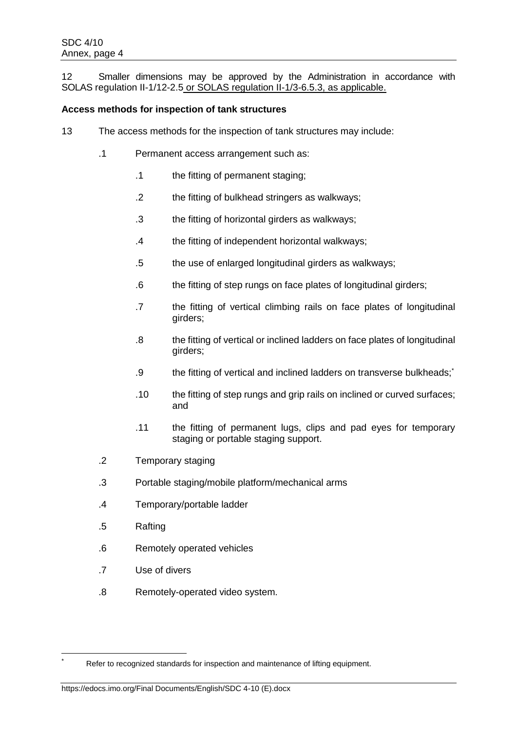12 Smaller dimensions may be approved by the Administration in accordance with SOLAS regulation II-1/12-2.5 or SOLAS regulation II-1/3-6.5.3, as applicable.

**Access methods for inspection of tank structures**

13 The access methods for the inspection of tank structures may include:

.1 Permanent access arrangement such as:

- .1 the fitting of permanent staging;
- .2 the fitting of bulkhead stringers as walkways;
- .3 the fitting of horizontal girders as walkways;
- .4 the fitting of independent horizontal walkways;
- .5 the use of enlarged longitudinal girders as walkways;
- .6 the fitting of step rungs on face plates of longitudinal girders;
- .7 the fitting of vertical climbing rails on face plates of longitudinal girders;
- .8 the fitting of vertical or inclined ladders on face plates of longitudinal girders;
- .9 the fitting of vertical and inclined ladders on transverse bulkheads;*
- .10 the fitting of step rungs and grip rails on inclined or curved surfaces; and
- .11 the fitting of permanent lugs, clips and pad eyes for temporary staging or portable staging support.

.2 Temporary staging

.3 Portable staging/mobile platform/mechanical arms

.4 Temporary/portable ladder

.5 Rafting

.6 Remotely operated vehicles

.7 Use of divers

.8 Remotely-operated video system.

---

* Refer to recognized standards for inspection and maintenance of lifting equipment.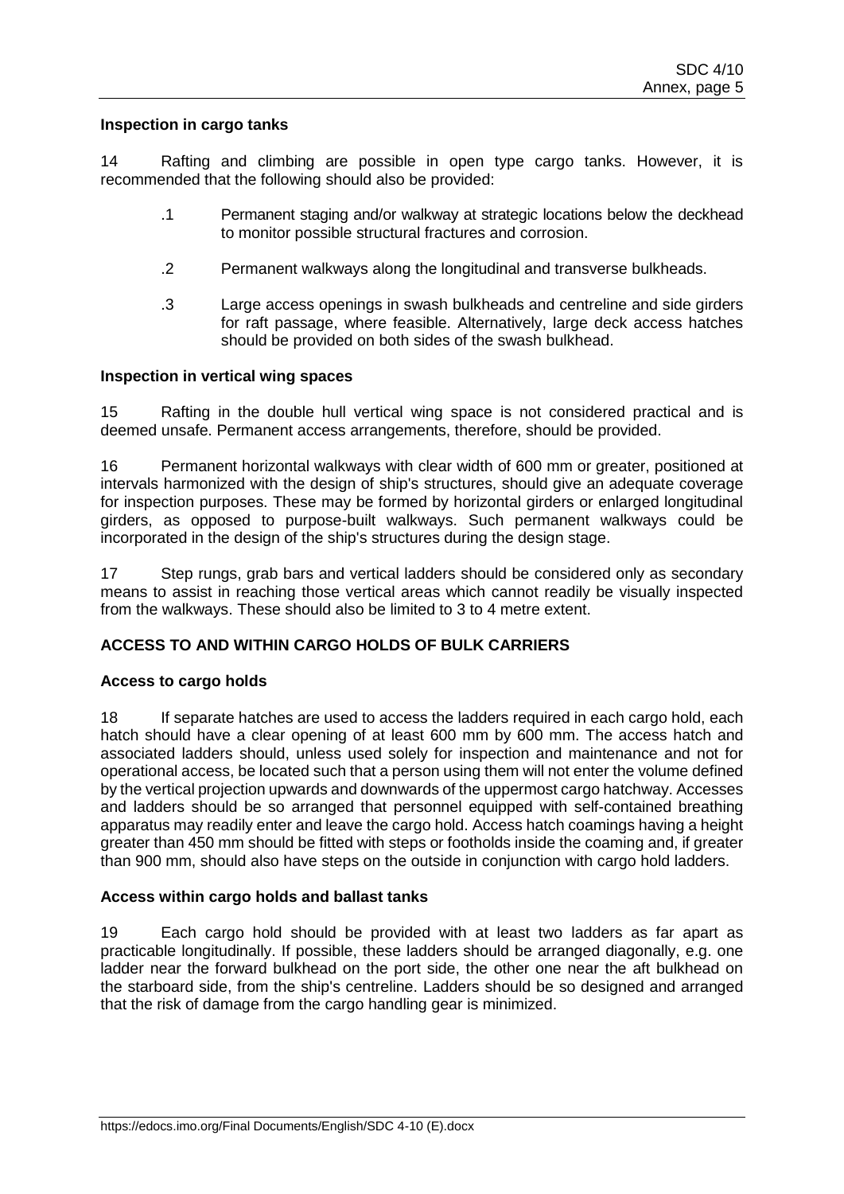**Inspection in cargo tanks**

14 Rafting and climbing are possible in open type cargo tanks. However, it is recommended that the following should also be provided:

.1 Permanent staging and/or walkway at strategic locations below the deckhead to monitor possible structural fractures and corrosion.

.2 Permanent walkways along the longitudinal and transverse bulkheads.

.3 Large access openings in swash bulkheads and centreline and side girders for raft passage, where feasible. Alternatively, large deck access hatches should be provided on both sides of the swash bulkhead.

**Inspection in vertical wing spaces**

15 Rafting in the double hull vertical wing space is not considered practical and is deemed unsafe. Permanent access arrangements, therefore, should be provided.

16 Permanent horizontal walkways with clear width of 600 mm or greater, positioned at intervals harmonized with the design of ship's structures, should give an adequate coverage for inspection purposes. These may be formed by horizontal girders or enlarged longitudinal girders, as opposed to purpose-built walkways. Such permanent walkways could be incorporated in the design of the ship's structures during the design stage.

17 Step rungs, grab bars and vertical ladders should be considered only as secondary means to assist in reaching those vertical areas which cannot readily be visually inspected from the walkways. These should also be limited to 3 to 4 metre extent.

## ACCESS TO AND WITHIN CARGO HOLDS OF BULK CARRIERS

**Access to cargo holds**

18 If separate hatches are used to access the ladders required in each cargo hold, each hatch should have a clear opening of at least 600 mm by 600 mm. The access hatch and associated ladders should, unless used solely for inspection and maintenance and not for operational access, be located such that a person using them will not enter the volume defined by the vertical projection upwards and downwards of the uppermost cargo hatchway. Accesses and ladders should be so arranged that personnel equipped with self-contained breathing apparatus may readily enter and leave the cargo hold. Access hatch coamings having a height greater than 450 mm should be fitted with steps or footholds inside the coaming and, if greater than 900 mm, should also have steps on the outside in conjunction with cargo hold ladders.

**Access within cargo holds and ballast tanks**

19 Each cargo hold should be provided with at least two ladders as far apart as practicable longitudinally. If possible, these ladders should be arranged diagonally, e.g. one ladder near the forward bulkhead on the port side, the other one near the aft bulkhead on the starboard side, from the ship's centreline. Ladders should be so designed and arranged that the risk of damage from the cargo handling gear is minimized.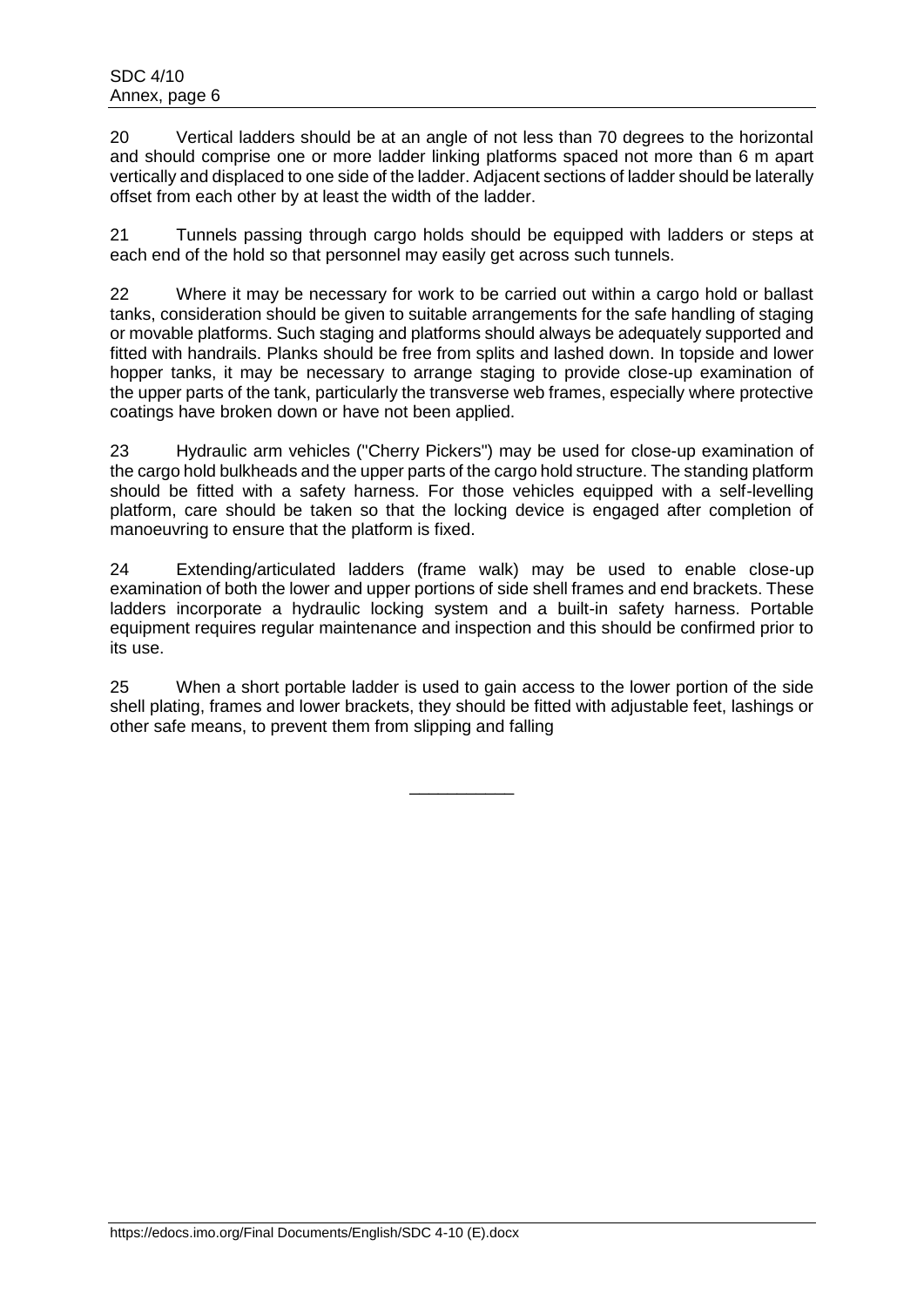20 Vertical ladders should be at an angle of not less than 70 degrees to the horizontal and should comprise one or more ladder linking platforms spaced not more than 6 m apart vertically and displaced to one side of the ladder. Adjacent sections of ladder should be laterally offset from each other by at least the width of the ladder.

21 Tunnels passing through cargo holds should be equipped with ladders or steps at each end of the hold so that personnel may easily get across such tunnels.

22 Where it may be necessary for work to be carried out within a cargo hold or ballast tanks, consideration should be given to suitable arrangements for the safe handling of staging or movable platforms. Such staging and platforms should always be adequately supported and fitted with handrails. Planks should be free from splits and lashed down. In topside and lower hopper tanks, it may be necessary to arrange staging to provide close-up examination of the upper parts of the tank, particularly the transverse web frames, especially where protective coatings have broken down or have not been applied.

23 Hydraulic arm vehicles ("Cherry Pickers") may be used for close-up examination of the cargo hold bulkheads and the upper parts of the cargo hold structure. The standing platform should be fitted with a safety harness. For those vehicles equipped with a self-levelling platform, care should be taken so that the locking device is engaged after completion of manoeuvring to ensure that the platform is fixed.

24 Extending/articulated ladders (frame walk) may be used to enable close-up examination of both the lower and upper portions of side shell frames and end brackets. These ladders incorporate a hydraulic locking system and a built-in safety harness. Portable equipment requires regular maintenance and inspection and this should be confirmed prior to its use.

25 When a short portable ladder is used to gain access to the lower portion of the side shell plating, frames and lower brackets, they should be fitted with adjustable feet, lashings or other safe means, to prevent them from slipping and falling

\_\_\_\_\_\_\_\_\_\_\_